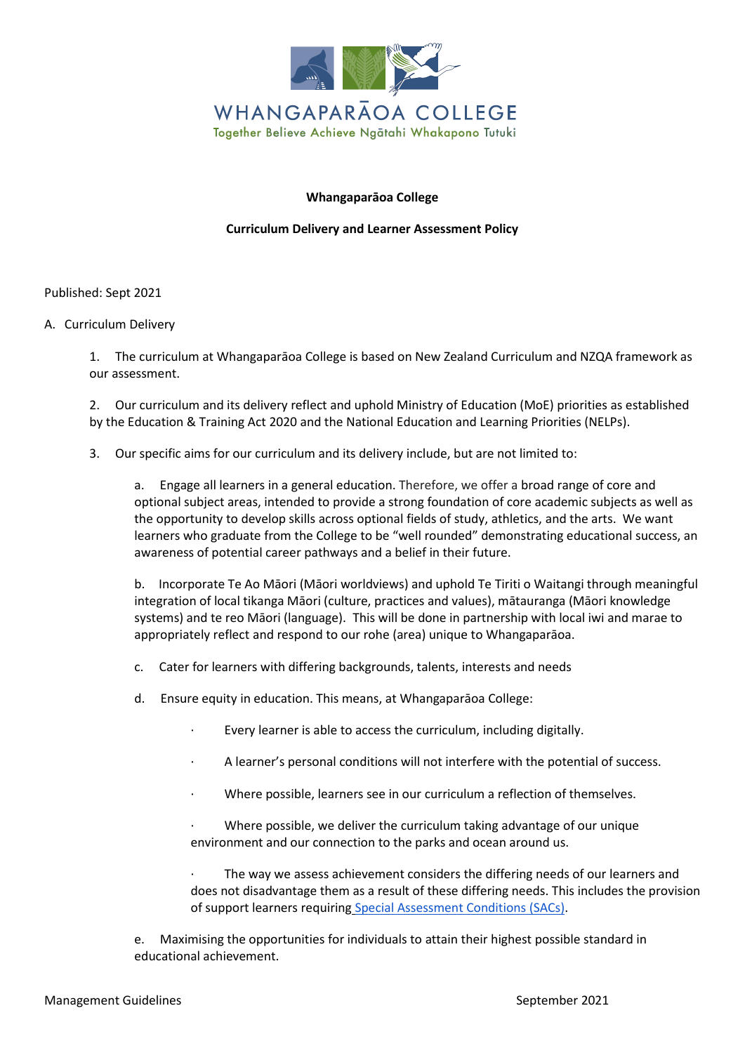WHANGAPARĀOA COLLEGE

Together Believe Achieve Ngātahi Whakapono Tutuki

**Whangaparāoa College**

**Curriculum Delivery and Learner Assessment Policy**

Published: Sept 2021

A. Curriculum Delivery

1. The curriculum at Whangaparāoa College is based on New Zealand Curriculum and NZQA framework as our assessment.

2. Our curriculum and its delivery reflect and uphold Ministry of Education (MoE) priorities as established by the Education & Training Act 2020 and the National Education and Learning Priorities (NELPs).

3. Our specific aims for our curriculum and its delivery include, but are not limited to:

   a. Engage all learners in a general education. Therefore, we offer a broad range of core and optional subject areas, intended to provide a strong foundation of core academic subjects as well as the opportunity to develop skills across optional fields of study, athletics, and the arts. We want learners who graduate from the College to be "well rounded" demonstrating educational success, an awareness of potential career pathways and a belief in their future.

   b. Incorporate Te Ao Māori (Māori worldviews) and uphold Te Tiriti o Waitangi through meaningful integration of local tikanga Māori (culture, practices and values), mātauranga (Māori knowledge systems) and te reo Māori (language). This will be done in partnership with local iwi and marae to appropriately reflect and respond to our rohe (area) unique to Whangaparāoa.

   c. Cater for learners with differing backgrounds, talents, interests and needs

   d. Ensure equity in education. This means, at Whangaparāoa College:

      - Every learner is able to access the curriculum, including digitally.
      - A learner's personal conditions will not interfere with the potential of success.
      - Where possible, learners see in our curriculum a reflection of themselves.
      - Where possible, we deliver the curriculum taking advantage of our unique environment and our connection to the parks and ocean around us.
      - The way we assess achievement considers the differing needs of our learners and does not disadvantage them as a result of these differing needs. This includes the provision of support learners requiring Special Assessment Conditions (SACs).

   e. Maximising the opportunities for individuals to attain their highest possible standard in educational achievement.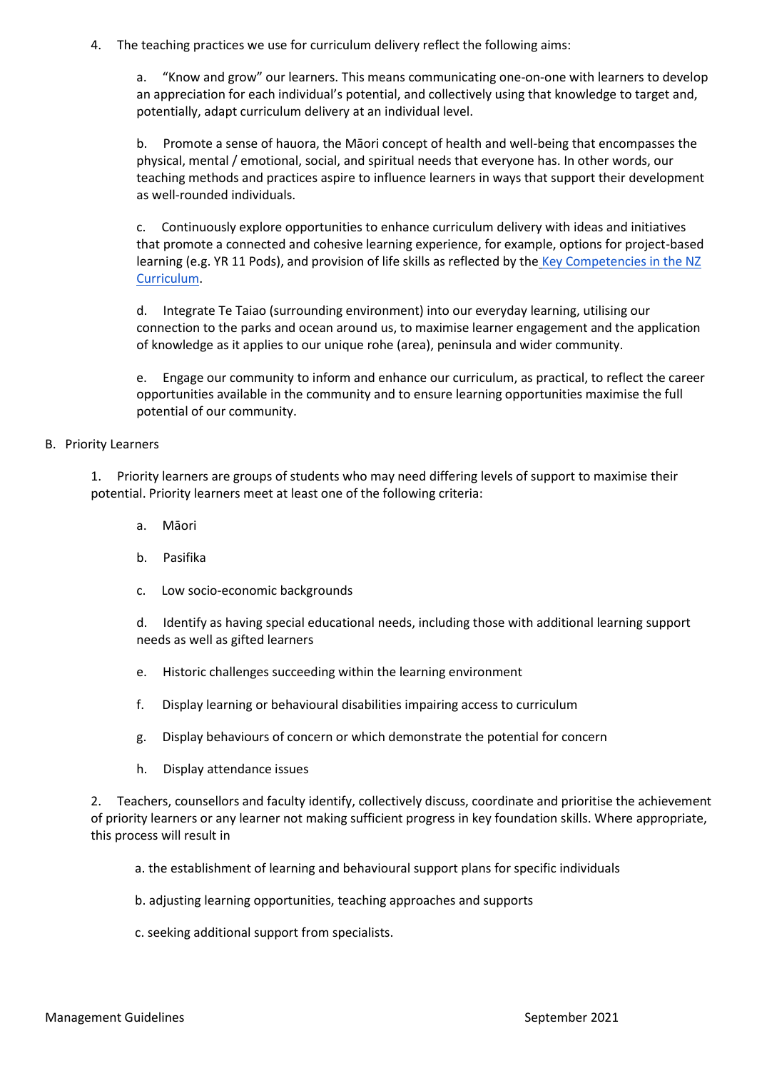4. The teaching practices we use for curriculum delivery reflect the following aims:

   a. "Know and grow" our learners. This means communicating one-on-one with learners to develop an appreciation for each individual's potential, and collectively using that knowledge to target and, potentially, adapt curriculum delivery at an individual level.

   b. Promote a sense of hauora, the Māori concept of health and well-being that encompasses the physical, mental / emotional, social, and spiritual needs that everyone has. In other words, our teaching methods and practices aspire to influence learners in ways that support their development as well-rounded individuals.

   c. Continuously explore opportunities to enhance curriculum delivery with ideas and initiatives that promote a connected and cohesive learning experience, for example, options for project-based learning (e.g. YR 11 Pods), and provision of life skills as reflected by the [Key Competencies in the NZ Curriculum](#).

   d. Integrate Te Taiao (surrounding environment) into our everyday learning, utilising our connection to the parks and ocean around us, to maximise learner engagement and the application of knowledge as it applies to our unique rohe (area), peninsula and wider community.

   e. Engage our community to inform and enhance our curriculum, as practical, to reflect the career opportunities available in the community and to ensure learning opportunities maximise the full potential of our community.

B. Priority Learners

1. Priority learners are groups of students who may need differing levels of support to maximise their potential. Priority learners meet at least one of the following criteria:

   a. Māori

   b. Pasifika

   c. Low socio-economic backgrounds

   d. Identify as having special educational needs, including those with additional learning support needs as well as gifted learners

   e. Historic challenges succeeding within the learning environment

   f. Display learning or behavioural disabilities impairing access to curriculum

   g. Display behaviours of concern or which demonstrate the potential for concern

   h. Display attendance issues

2. Teachers, counsellors and faculty identify, collectively discuss, coordinate and prioritise the achievement of priority learners or any learner not making sufficient progress in key foundation skills. Where appropriate, this process will result in

   a. the establishment of learning and behavioural support plans for specific individuals

   b. adjusting learning opportunities, teaching approaches and supports

   c. seeking additional support from specialists.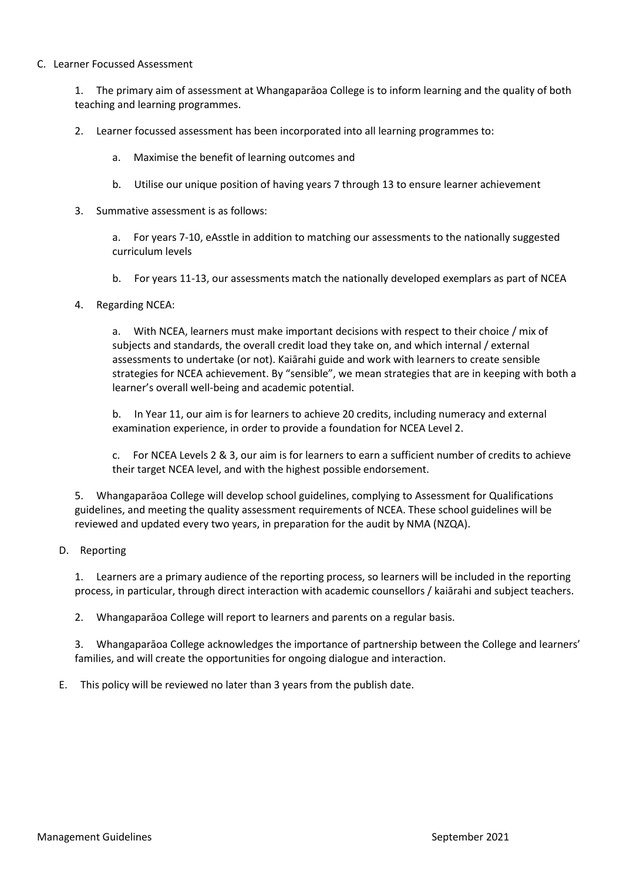C. Learner Focussed Assessment

1. The primary aim of assessment at Whangaparāoa College is to inform learning and the quality of both teaching and learning programmes.

2. Learner focussed assessment has been incorporated into all learning programmes to:

   a. Maximise the benefit of learning outcomes and

   b. Utilise our unique position of having years 7 through 13 to ensure learner achievement

3. Summative assessment is as follows:

   a. For years 7-10, eAsstle in addition to matching our assessments to the nationally suggested curriculum levels

   b. For years 11-13, our assessments match the nationally developed exemplars as part of NCEA

4. Regarding NCEA:

   a. With NCEA, learners must make important decisions with respect to their choice / mix of subjects and standards, the overall credit load they take on, and which internal / external assessments to undertake (or not). Kaiārahi guide and work with learners to create sensible strategies for NCEA achievement. By "sensible", we mean strategies that are in keeping with both a learner's overall well-being and academic potential.

   b. In Year 11, our aim is for learners to achieve 20 credits, including numeracy and external examination experience, in order to provide a foundation for NCEA Level 2.

   c. For NCEA Levels 2 & 3, our aim is for learners to earn a sufficient number of credits to achieve their target NCEA level, and with the highest possible endorsement.

5. Whangaparāoa College will develop school guidelines, complying to Assessment for Qualifications guidelines, and meeting the quality assessment requirements of NCEA. These school guidelines will be reviewed and updated every two years, in preparation for the audit by NMA (NZQA).

D. Reporting

1. Learners are a primary audience of the reporting process, so learners will be included in the reporting process, in particular, through direct interaction with academic counsellors / kaiārahi and subject teachers.

2. Whangaparāoa College will report to learners and parents on a regular basis.

3. Whangaparāoa College acknowledges the importance of partnership between the College and learners' families, and will create the opportunities for ongoing dialogue and interaction.

E. This policy will be reviewed no later than 3 years from the publish date.